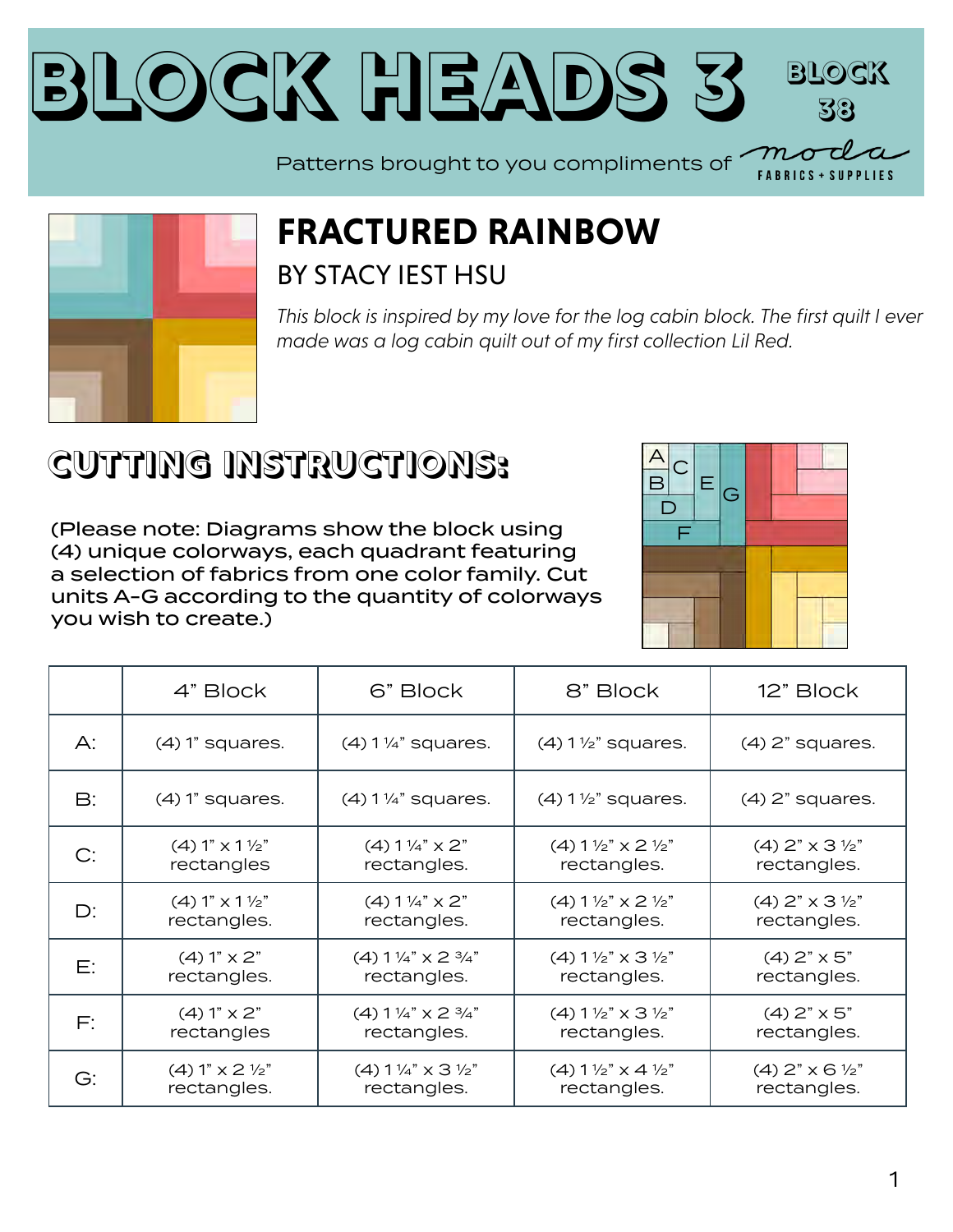# BLOCK HEADS 3

BLOCK 38

Patterns brought to you compliments of moda FABRICS + SUPPLIES

## FRACTURED RAINBOW

### BY STACY IEST HSU

*This block is inspired by my love for the log cabin block. The first quilt I ever made was a log cabin quilt out of my first collection Lil Red.*

## CUTTING INSTRUCTIONS:

(Please note: Diagrams show the block using (4) unique colorways, each quadrant featuring a selection of fabrics from one color family. Cut units A-G according to the quantity of colorways you wish to create.)

| | 4" Block | 6" Block | 8" Block | 12" Block |
|---|---|---|---|---|
| A: | (4) 1" squares. | (4) 1 ¼" squares. | (4) 1 ½" squares. | (4) 2" squares. |
| B: | (4) 1" squares. | (4) 1 ¼" squares. | (4) 1 ½" squares. | (4) 2" squares. |
| C: | (4) 1" x 1 ½" rectangles | (4) 1 ¼" x 2" rectangles. | (4) 1 ½" x 2 ½" rectangles. | (4) 2" x 3 ½" rectangles. |
| D: | (4) 1" x 1 ½" rectangles. | (4) 1 ¼" x 2" rectangles. | (4) 1 ½" x 2 ½" rectangles. | (4) 2" x 3 ½" rectangles. |
| E: | (4) 1" x 2" rectangles. | (4) 1 ¼" x 2 ¾" rectangles. | (4) 1 ½" x 3 ½" rectangles. | (4) 2" x 5" rectangles. |
| F: | (4) 1" x 2" rectangles | (4) 1 ¼" x 2 ¾" rectangles. | (4) 1 ½" x 3 ½" rectangles. | (4) 2" x 5" rectangles. |
| G: | (4) 1" x 2 ½" rectangles. | (4) 1 ¼" x 3 ½" rectangles. | (4) 1 ½" x 4 ½" rectangles. | (4) 2" x 6 ½" rectangles. |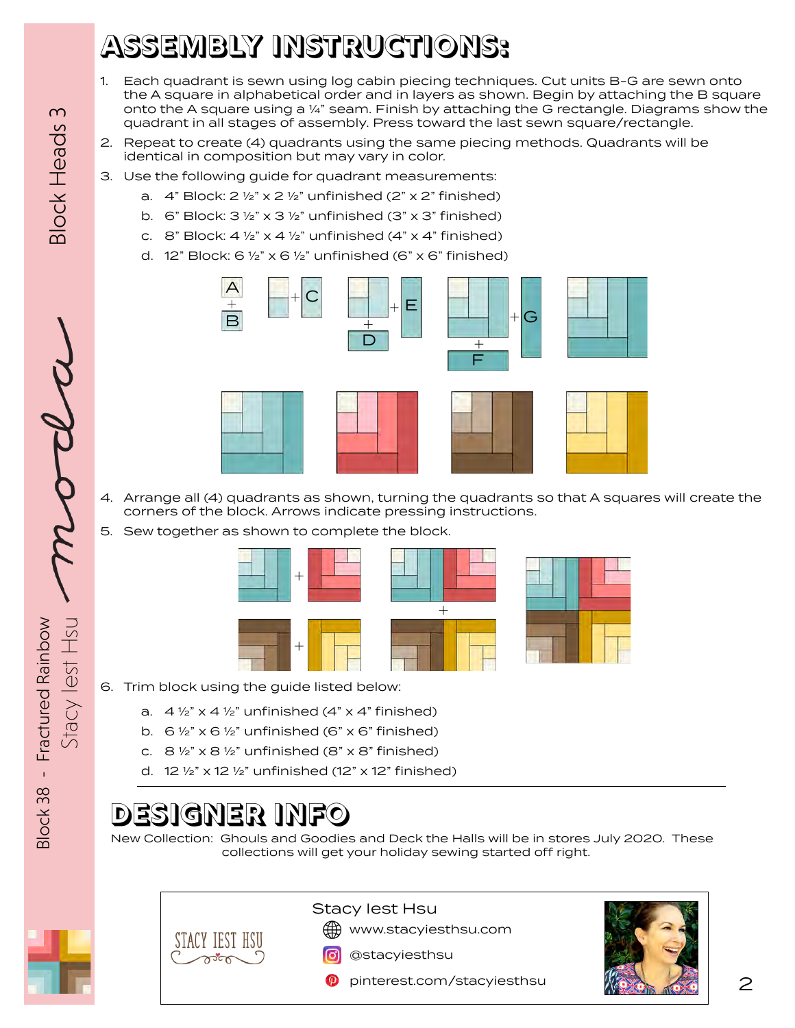# ASSEMBLY INSTRUCTIONS:

1. Each quadrant is sewn using log cabin piecing techniques. Cut units B-G are sewn onto the A square in alphabetical order and in layers as shown. Begin by attaching the B square onto the A square using a ¼" seam. Finish by attaching the G rectangle. Diagrams show the quadrant in all stages of assembly. Press toward the last sewn square/rectangle.
2. Repeat to create (4) quadrants using the same piecing methods. Quadrants will be identical in composition but may vary in color.
3. Use the following guide for quadrant measurements:
   a. 4" Block: 2 ½" x 2 ½" unfinished (2" x 2" finished)
   b. 6" Block: 3 ½" x 3 ½" unfinished (3" x 3" finished)
   c. 8" Block: 4 ½" x 4 ½" unfinished (4" x 4" finished)
   d. 12" Block: 6 ½" x 6 ½" unfinished (6" x 6" finished)

A + B
+ C
+ D + E
+ F + G

4. Arrange all (4) quadrants as shown, turning the quadrants so that A squares will create the corners of the block. Arrows indicate pressing instructions.
5. Sew together as shown to complete the block.
6. Trim block using the guide listed below:
   a. 4 ½" x 4 ½" unfinished (4" x 4" finished)
   b. 6 ½" x 6 ½" unfinished (6" x 6" finished)
   c. 8 ½" x 8 ½" unfinished (8" x 8" finished)
   d. 12 ½" x 12 ½" unfinished (12" x 12" finished)

# DESIGNER INFO

New Collection: Ghouls and Goodies and Deck the Halls will be in stores July 2020. These collections will get your holiday sewing started off right.

Stacy Iest Hsu

www.stacyiesthsu.com

@stacyiesthsu

pinterest.com/stacyiesthsu